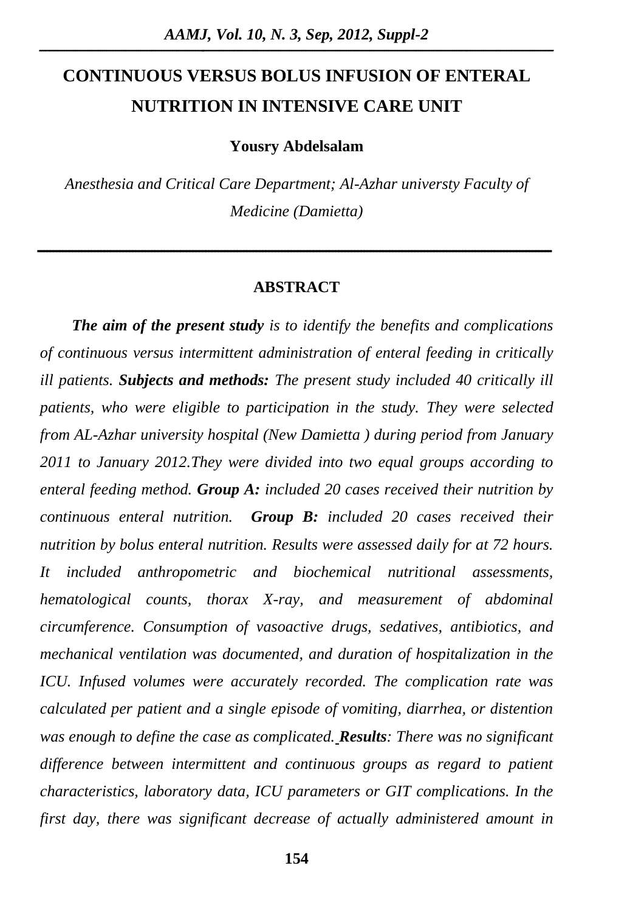# CONTINUOUS VERSUS BOLUS INFUSION OF ENTERAL NUTRITION IN INTENSIVE CARE UNIT

**Yousry Abdelsalam**

*Anesthesia and Critical Care Department; Al-Azhar universty Faculty of Medicine (Damietta)*

## ABSTRACT

***The aim of the present study*** *is to identify the benefits and complications of continuous versus intermittent administration of enteral feeding in critically ill patients.* ***Subjects and methods:*** *The present study included 40 critically ill patients, who were eligible to participation in the study. They were selected from AL-Azhar university hospital (New Damietta ) during period from January 2011 to January 2012.They were divided into two equal groups according to enteral feeding method.* ***Group A:*** *included 20 cases received their nutrition by continuous enteral nutrition.* ***Group B:*** *included 20 cases received their nutrition by bolus enteral nutrition. Results were assessed daily for at 72 hours. It included anthropometric and biochemical nutritional assessments, hematological counts, thorax X-ray, and measurement of abdominal circumference. Consumption of vasoactive drugs, sedatives, antibiotics, and mechanical ventilation was documented, and duration of hospitalization in the ICU. Infused volumes were accurately recorded. The complication rate was calculated per patient and a single episode of vomiting, diarrhea, or distention was enough to define the case as complicated.* ***Results****: There was no significant difference between intermittent and continuous groups as regard to patient characteristics, laboratory data, ICU parameters or GIT complications. In the first day, there was significant decrease of actually administered amount in*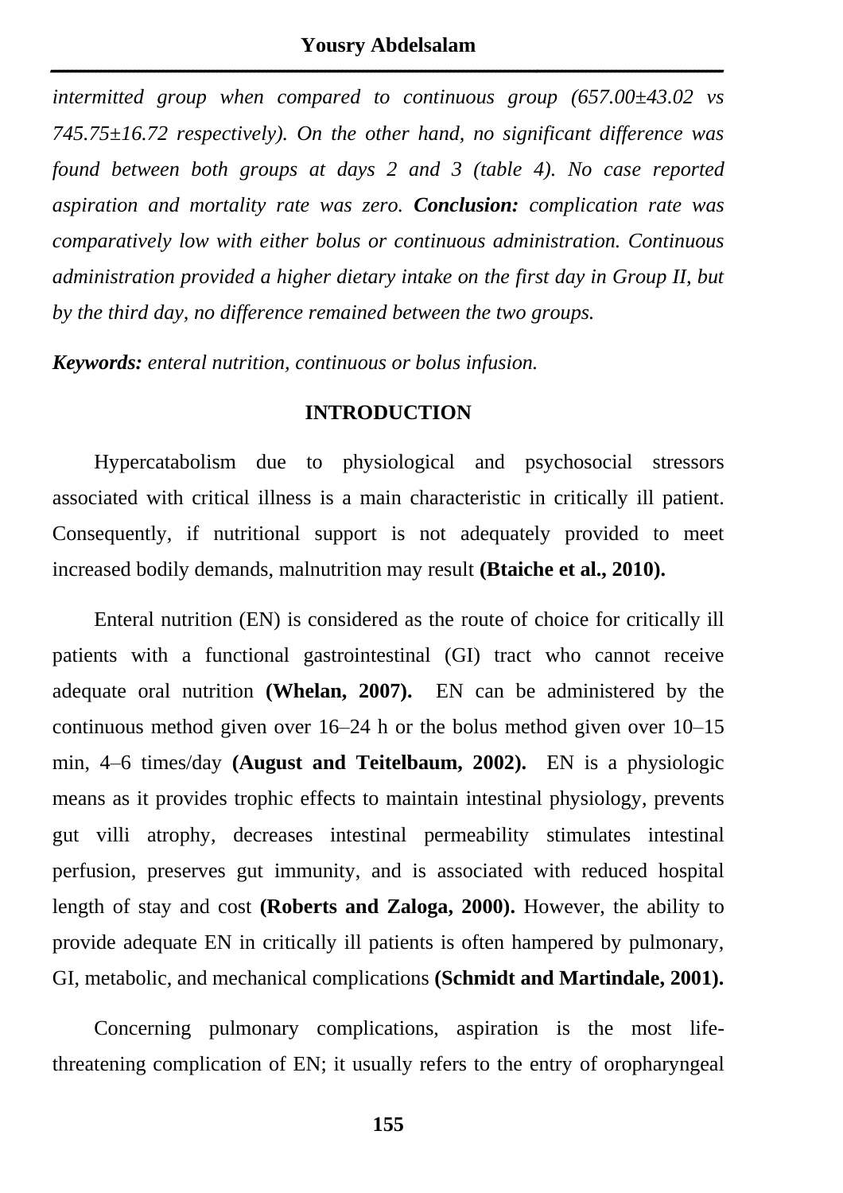*intermitted group when compared to continuous group (657.00±43.02 vs 745.75±16.72 respectively). On the other hand, no significant difference was found between both groups at days 2 and 3 (table 4). No case reported aspiration and mortality rate was zero.* ***Conclusion:*** *complication rate was comparatively low with either bolus or continuous administration. Continuous administration provided a higher dietary intake on the first day in Group II, but by the third day, no difference remained between the two groups.*

***Keywords:*** *enteral nutrition, continuous or bolus infusion.*

## INTRODUCTION

Hypercatabolism due to physiological and psychosocial stressors associated with critical illness is a main characteristic in critically ill patient. Consequently, if nutritional support is not adequately provided to meet increased bodily demands, malnutrition may result **(Btaiche et al., 2010).**

Enteral nutrition (EN) is considered as the route of choice for critically ill patients with a functional gastrointestinal (GI) tract who cannot receive adequate oral nutrition **(Whelan, 2007).** EN can be administered by the continuous method given over 16–24 h or the bolus method given over 10–15 min, 4–6 times/day **(August and Teitelbaum, 2002).** EN is a physiologic means as it provides trophic effects to maintain intestinal physiology, prevents gut villi atrophy, decreases intestinal permeability stimulates intestinal perfusion, preserves gut immunity, and is associated with reduced hospital length of stay and cost **(Roberts and Zaloga, 2000).** However, the ability to provide adequate EN in critically ill patients is often hampered by pulmonary, GI, metabolic, and mechanical complications **(Schmidt and Martindale, 2001).**

Concerning pulmonary complications, aspiration is the most life-threatening complication of EN; it usually refers to the entry of oropharyngeal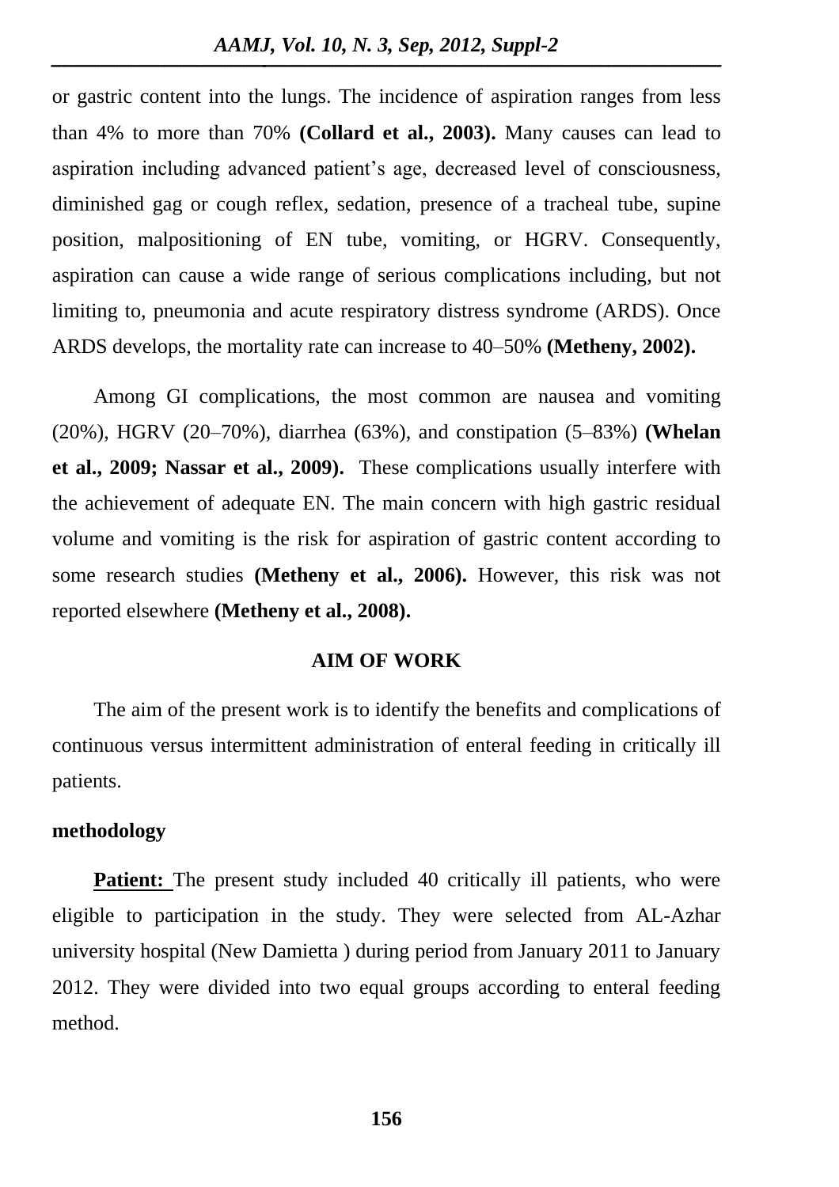or gastric content into the lungs. The incidence of aspiration ranges from less than 4% to more than 70% **(Collard et al., 2003).** Many causes can lead to aspiration including advanced patient's age, decreased level of consciousness, diminished gag or cough reflex, sedation, presence of a tracheal tube, supine position, malpositioning of EN tube, vomiting, or HGRV. Consequently, aspiration can cause a wide range of serious complications including, but not limiting to, pneumonia and acute respiratory distress syndrome (ARDS). Once ARDS develops, the mortality rate can increase to 40–50% **(Metheny, 2002).**

Among GI complications, the most common are nausea and vomiting (20%), HGRV (20–70%), diarrhea (63%), and constipation (5–83%) **(Whelan et al., 2009; Nassar et al., 2009).** These complications usually interfere with the achievement of adequate EN. The main concern with high gastric residual volume and vomiting is the risk for aspiration of gastric content according to some research studies **(Metheny et al., 2006).** However, this risk was not reported elsewhere **(Metheny et al., 2008).**

## AIM OF WORK

The aim of the present work is to identify the benefits and complications of continuous versus intermittent administration of enteral feeding in critically ill patients.

## methodology

**Patient:** The present study included 40 critically ill patients, who were eligible to participation in the study. They were selected from AL-Azhar university hospital (New Damietta ) during period from January 2011 to January 2012. They were divided into two equal groups according to enteral feeding method.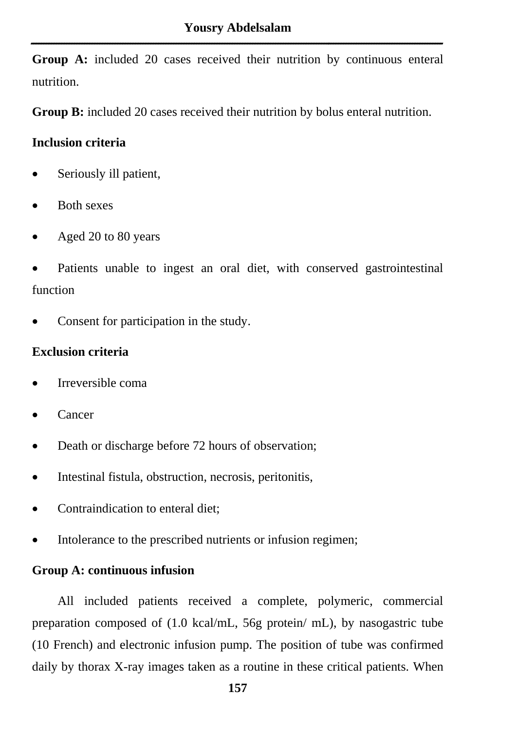**Group A:** included 20 cases received their nutrition by continuous enteral nutrition.

**Group B:** included 20 cases received their nutrition by bolus enteral nutrition.

**Inclusion criteria**

- Seriously ill patient,
- Both sexes
- Aged 20 to 80 years
- Patients unable to ingest an oral diet, with conserved gastrointestinal function
- Consent for participation in the study.

**Exclusion criteria**

- Irreversible coma
- Cancer
- Death or discharge before 72 hours of observation;
- Intestinal fistula, obstruction, necrosis, peritonitis,
- Contraindication to enteral diet;
- Intolerance to the prescribed nutrients or infusion regimen;

**Group A: continuous infusion**

All included patients received a complete, polymeric, commercial preparation composed of (1.0 kcal/mL, 56g protein/ mL), by nasogastric tube (10 French) and electronic infusion pump. The position of tube was confirmed daily by thorax X-ray images taken as a routine in these critical patients. When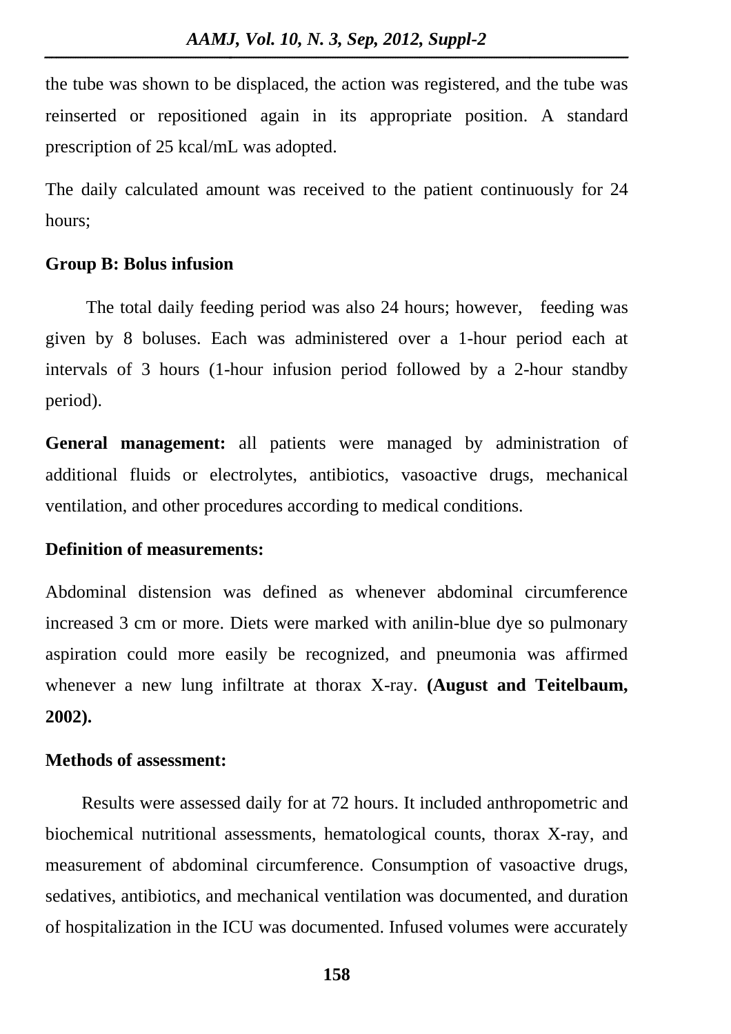the tube was shown to be displaced, the action was registered, and the tube was reinserted or repositioned again in its appropriate position. A standard prescription of 25 kcal/mL was adopted.

The daily calculated amount was received to the patient continuously for 24 hours;

**Group B: Bolus infusion**

The total daily feeding period was also 24 hours; however, feeding was given by 8 boluses. Each was administered over a 1-hour period each at intervals of 3 hours (1-hour infusion period followed by a 2-hour standby period).

**General management:** all patients were managed by administration of additional fluids or electrolytes, antibiotics, vasoactive drugs, mechanical ventilation, and other procedures according to medical conditions.

**Definition of measurements:**

Abdominal distension was defined as whenever abdominal circumference increased 3 cm or more. Diets were marked with anilin-blue dye so pulmonary aspiration could more easily be recognized, and pneumonia was affirmed whenever a new lung infiltrate at thorax X-ray. **(August and Teitelbaum, 2002).**

**Methods of assessment:**

Results were assessed daily for at 72 hours. It included anthropometric and biochemical nutritional assessments, hematological counts, thorax X-ray, and measurement of abdominal circumference. Consumption of vasoactive drugs, sedatives, antibiotics, and mechanical ventilation was documented, and duration of hospitalization in the ICU was documented. Infused volumes were accurately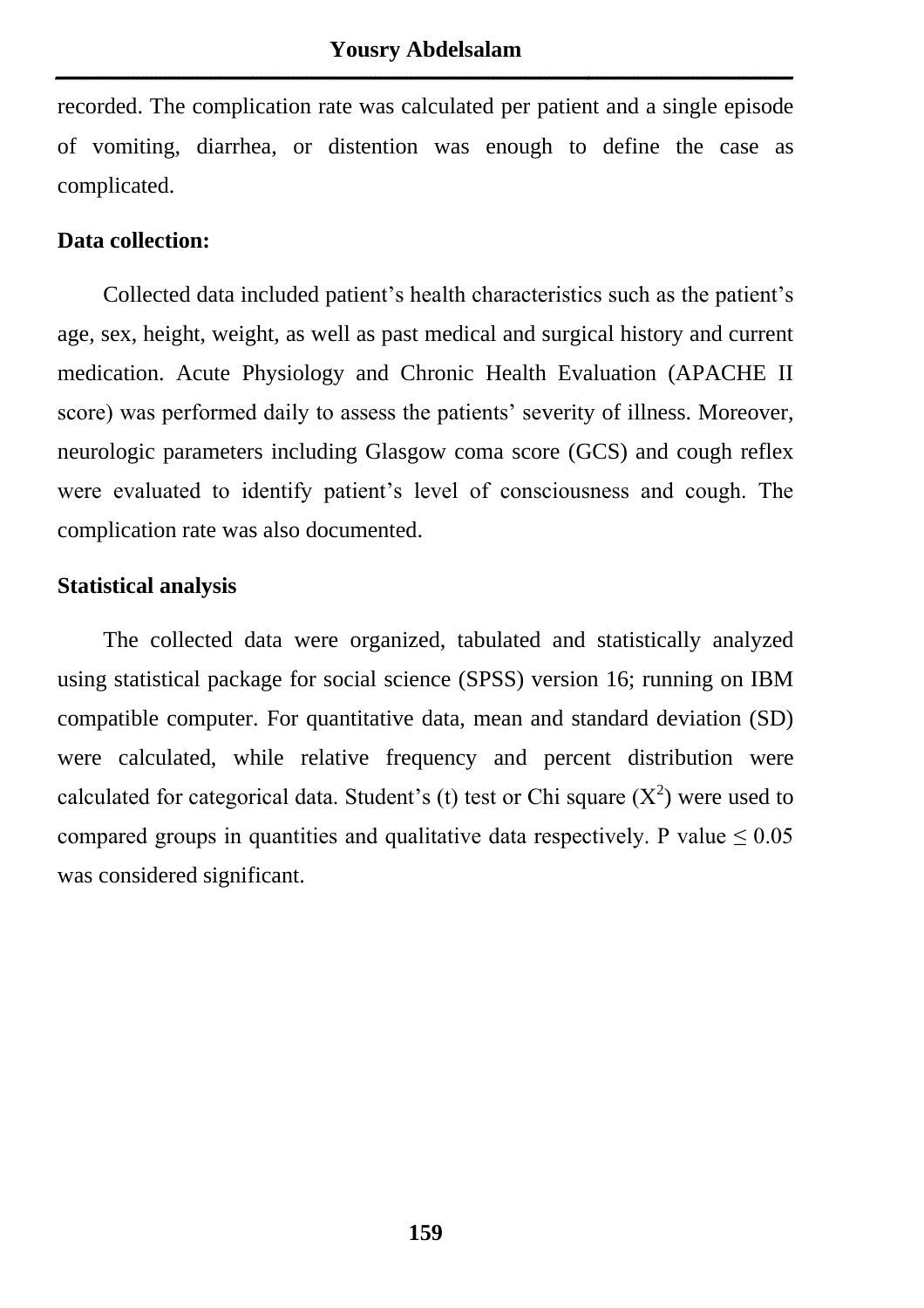recorded. The complication rate was calculated per patient and a single episode of vomiting, diarrhea, or distention was enough to define the case as complicated.

**Data collection:**

Collected data included patient's health characteristics such as the patient's age, sex, height, weight, as well as past medical and surgical history and current medication. Acute Physiology and Chronic Health Evaluation (APACHE II score) was performed daily to assess the patients' severity of illness. Moreover, neurologic parameters including Glasgow coma score (GCS) and cough reflex were evaluated to identify patient's level of consciousness and cough. The complication rate was also documented.

**Statistical analysis**

The collected data were organized, tabulated and statistically analyzed using statistical package for social science (SPSS) version 16; running on IBM compatible computer. For quantitative data, mean and standard deviation (SD) were calculated, while relative frequency and percent distribution were calculated for categorical data. Student's (t) test or Chi square ($X^2$) were used to compared groups in quantities and qualitative data respectively. P value $\leq 0.05$ was considered significant.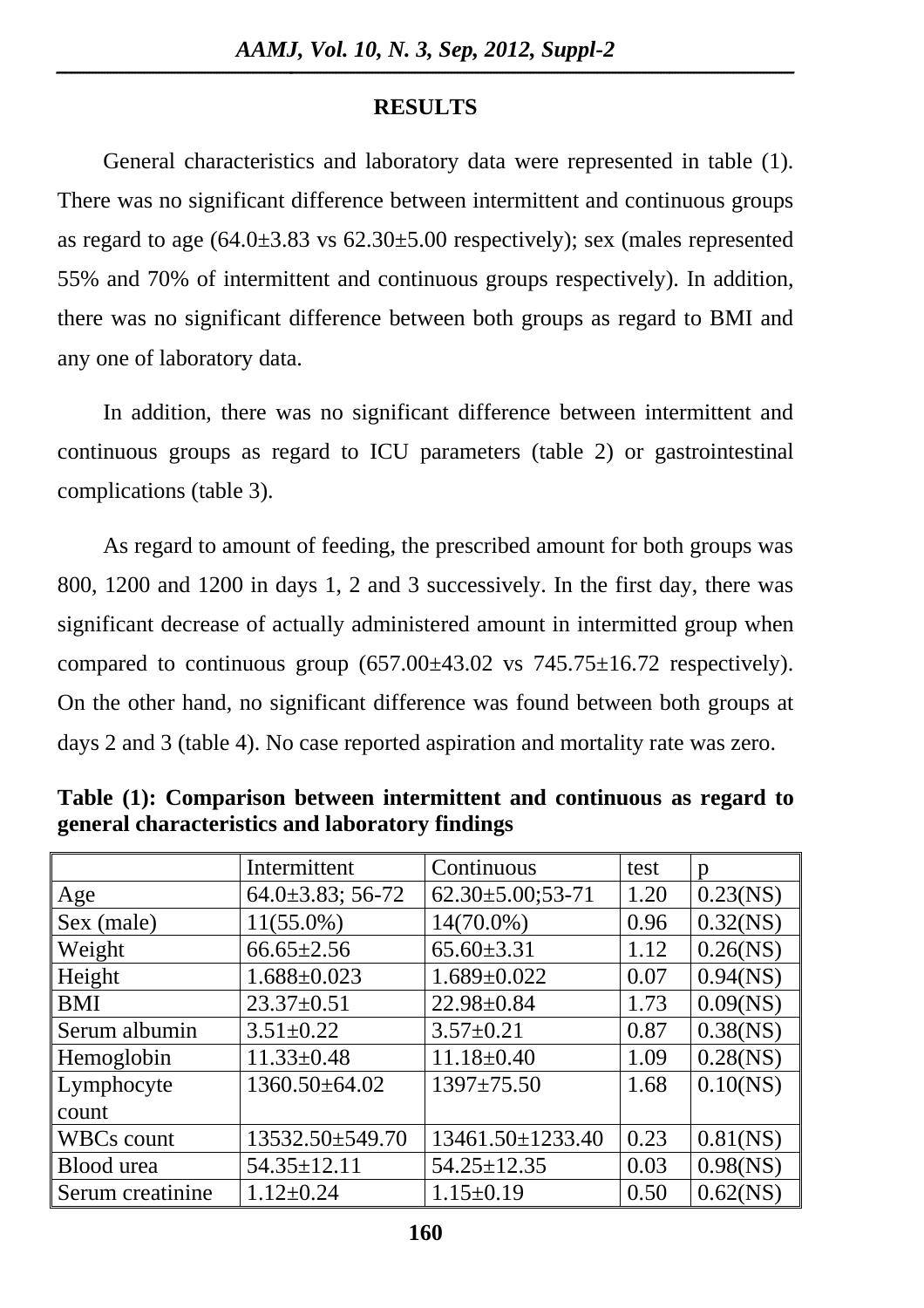## RESULTS

General characteristics and laboratory data were represented in table (1). There was no significant difference between intermittent and continuous groups as regard to age (64.0±3.83 vs 62.30±5.00 respectively); sex (males represented 55% and 70% of intermittent and continuous groups respectively). In addition, there was no significant difference between both groups as regard to BMI and any one of laboratory data.

In addition, there was no significant difference between intermittent and continuous groups as regard to ICU parameters (table 2) or gastrointestinal complications (table 3).

As regard to amount of feeding, the prescribed amount for both groups was 800, 1200 and 1200 in days 1, 2 and 3 successively. In the first day, there was significant decrease of actually administered amount in intermitted group when compared to continuous group (657.00±43.02 vs 745.75±16.72 respectively). On the other hand, no significant difference was found between both groups at days 2 and 3 (table 4). No case reported aspiration and mortality rate was zero.

**Table (1): Comparison between intermittent and continuous as regard to general characteristics and laboratory findings**

| | Intermittent | Continuous | test | p |
|---|---|---|---|---|
| Age | 64.0±3.83; 56-72 | 62.30±5.00;53-71 | 1.20 | 0.23(NS) |
| Sex (male) | 11(55.0%) | 14(70.0%) | 0.96 | 0.32(NS) |
| Weight | 66.65±2.56 | 65.60±3.31 | 1.12 | 0.26(NS) |
| Height | 1.688±0.023 | 1.689±0.022 | 0.07 | 0.94(NS) |
| BMI | 23.37±0.51 | 22.98±0.84 | 1.73 | 0.09(NS) |
| Serum albumin | 3.51±0.22 | 3.57±0.21 | 0.87 | 0.38(NS) |
| Hemoglobin | 11.33±0.48 | 11.18±0.40 | 1.09 | 0.28(NS) |
| Lymphocyte count | 1360.50±64.02 | 1397±75.50 | 1.68 | 0.10(NS) |
| WBCs count | 13532.50±549.70 | 13461.50±1233.40 | 0.23 | 0.81(NS) |
| Blood urea | 54.35±12.11 | 54.25±12.35 | 0.03 | 0.98(NS) |
| Serum creatinine | 1.12±0.24 | 1.15±0.19 | 0.50 | 0.62(NS) |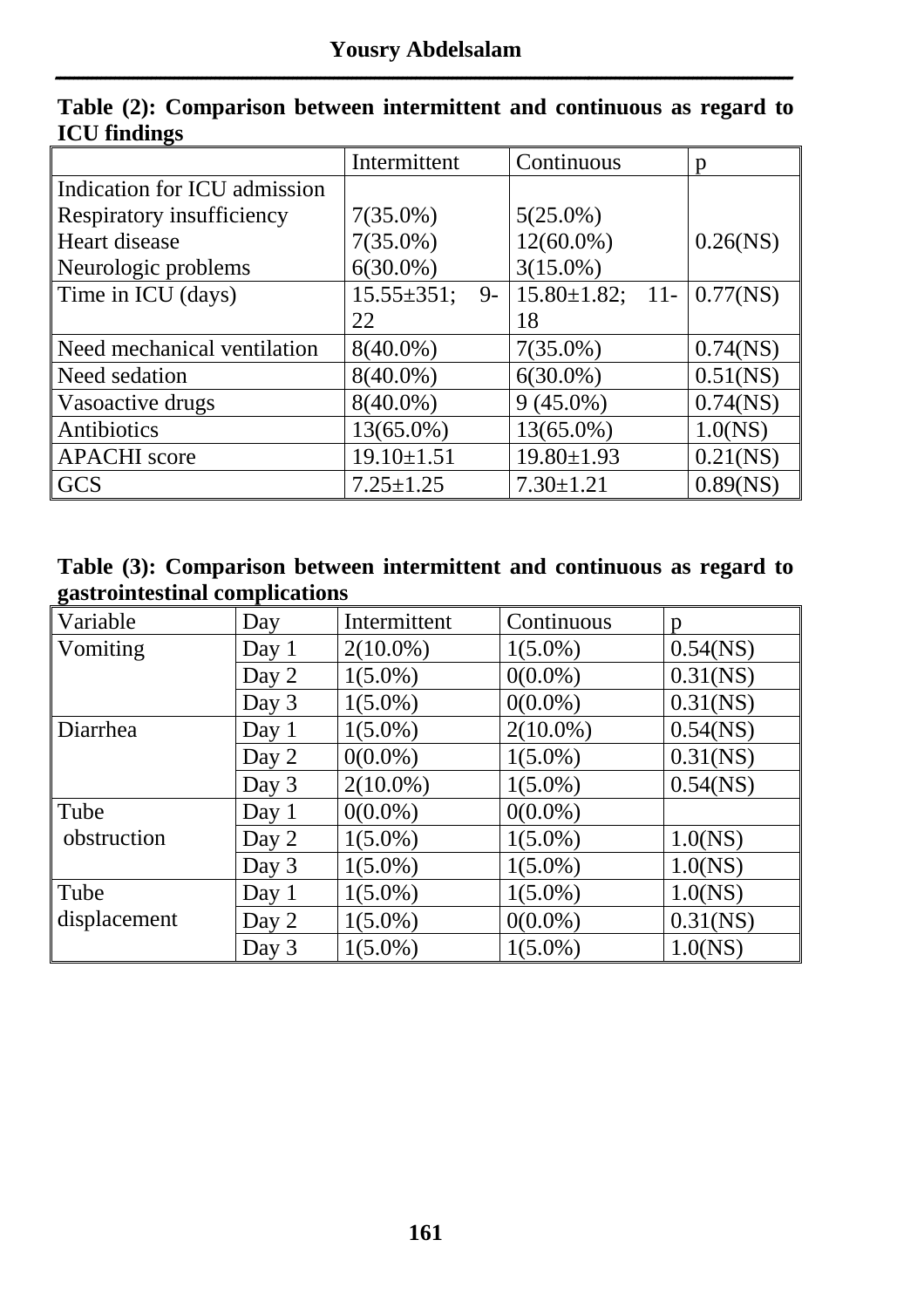**Table (2): Comparison between intermittent and continuous as regard to ICU findings**

| | Intermittent | Continuous | p |
|---|---|---|---|
| Indication for ICU admission<br>Respiratory insufficiency<br>Heart disease<br>Neurologic problems | <br>7(35.0%)<br>7(35.0%)<br>6(30.0%) | <br>5(25.0%)<br>12(60.0%)<br>3(15.0%) | 0.26(NS) |
| Time in ICU (days) | 15.55±351; 9-22 | 15.80±1.82; 11-18 | 0.77(NS) |
| Need mechanical ventilation | 8(40.0%) | 7(35.0%) | 0.74(NS) |
| Need sedation | 8(40.0%) | 6(30.0%) | 0.51(NS) |
| Vasoactive drugs | 8(40.0%) | 9 (45.0%) | 0.74(NS) |
| Antibiotics | 13(65.0%) | 13(65.0%) | 1.0(NS) |
| APACHI score | 19.10±1.51 | 19.80±1.93 | 0.21(NS) |
| GCS | 7.25±1.25 | 7.30±1.21 | 0.89(NS) |

**Table (3): Comparison between intermittent and continuous as regard to gastrointestinal complications**

| Variable | Day | Intermittent | Continuous | p |
|---|---|---|---|---|
| Vomiting | Day 1 | 2(10.0%) | 1(5.0%) | 0.54(NS) |
| | Day 2 | 1(5.0%) | 0(0.0%) | 0.31(NS) |
| | Day 3 | 1(5.0%) | 0(0.0%) | 0.31(NS) |
| Diarrhea | Day 1 | 1(5.0%) | 2(10.0%) | 0.54(NS) |
| | Day 2 | 0(0.0%) | 1(5.0%) | 0.31(NS) |
| | Day 3 | 2(10.0%) | 1(5.0%) | 0.54(NS) |
| Tube obstruction | Day 1 | 0(0.0%) | 0(0.0%) | |
| | Day 2 | 1(5.0%) | 1(5.0%) | 1.0(NS) |
| | Day 3 | 1(5.0%) | 1(5.0%) | 1.0(NS) |
| Tube displacement | Day 1 | 1(5.0%) | 1(5.0%) | 1.0(NS) |
| | Day 2 | 1(5.0%) | 0(0.0%) | 0.31(NS) |
| | Day 3 | 1(5.0%) | 1(5.0%) | 1.0(NS) |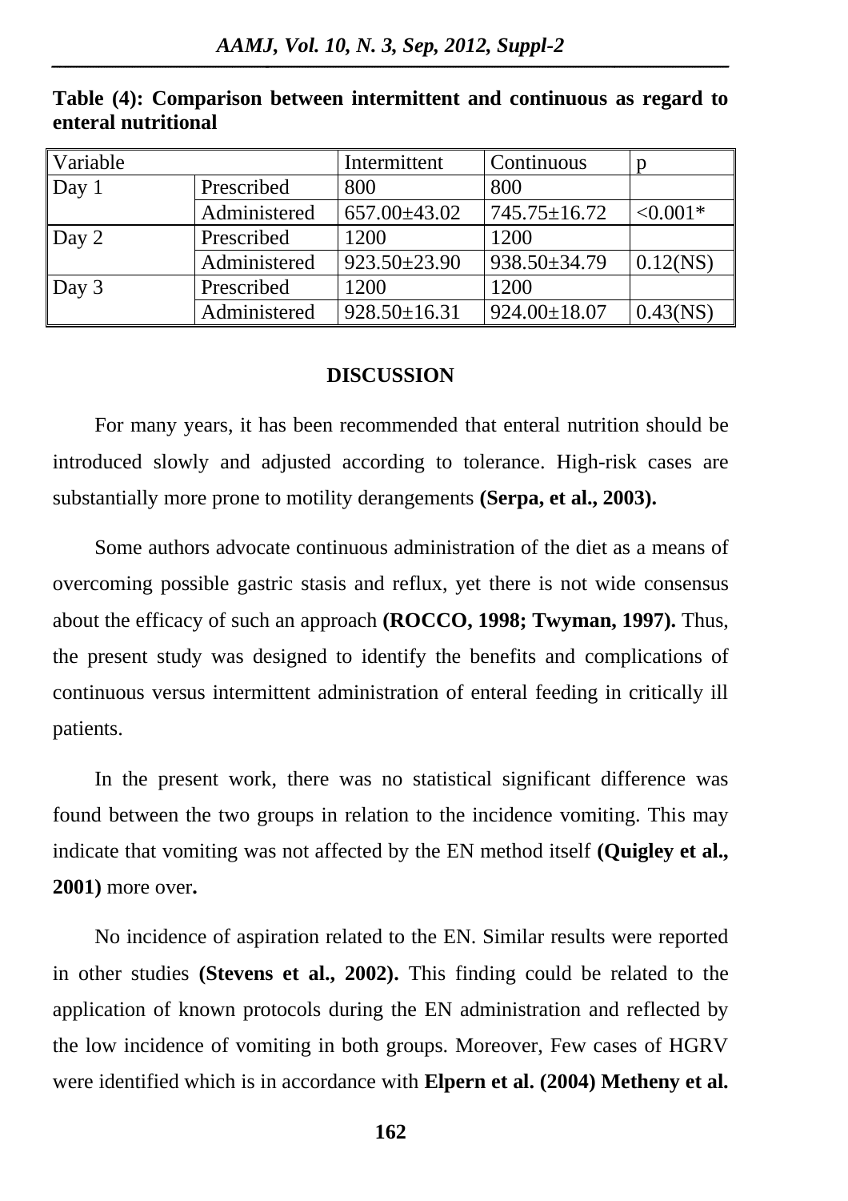**Table (4): Comparison between intermittent and continuous as regard to enteral nutritional**

| Variable | | Intermittent | Continuous | p |
|---|---|---|---|---|
| Day 1 | Prescribed | 800 | 800 | |
| | Administered | 657.00±43.02 | 745.75±16.72 | <0.001* |
| Day 2 | Prescribed | 1200 | 1200 | |
| | Administered | 923.50±23.90 | 938.50±34.79 | 0.12(NS) |
| Day 3 | Prescribed | 1200 | 1200 | |
| | Administered | 928.50±16.31 | 924.00±18.07 | 0.43(NS) |

## DISCUSSION

For many years, it has been recommended that enteral nutrition should be introduced slowly and adjusted according to tolerance. High-risk cases are substantially more prone to motility derangements **(Serpa, et al., 2003).**

Some authors advocate continuous administration of the diet as a means of overcoming possible gastric stasis and reflux, yet there is not wide consensus about the efficacy of such an approach **(ROCCO, 1998; Twyman, 1997).** Thus, the present study was designed to identify the benefits and complications of continuous versus intermittent administration of enteral feeding in critically ill patients.

In the present work, there was no statistical significant difference was found between the two groups in relation to the incidence vomiting. This may indicate that vomiting was not affected by the EN method itself **(Quigley et al., 2001)** more over**.**

No incidence of aspiration related to the EN. Similar results were reported in other studies **(Stevens et al., 2002).** This finding could be related to the application of known protocols during the EN administration and reflected by the low incidence of vomiting in both groups. Moreover, Few cases of HGRV were identified which is in accordance with **Elpern et al. (2004) Metheny et al.**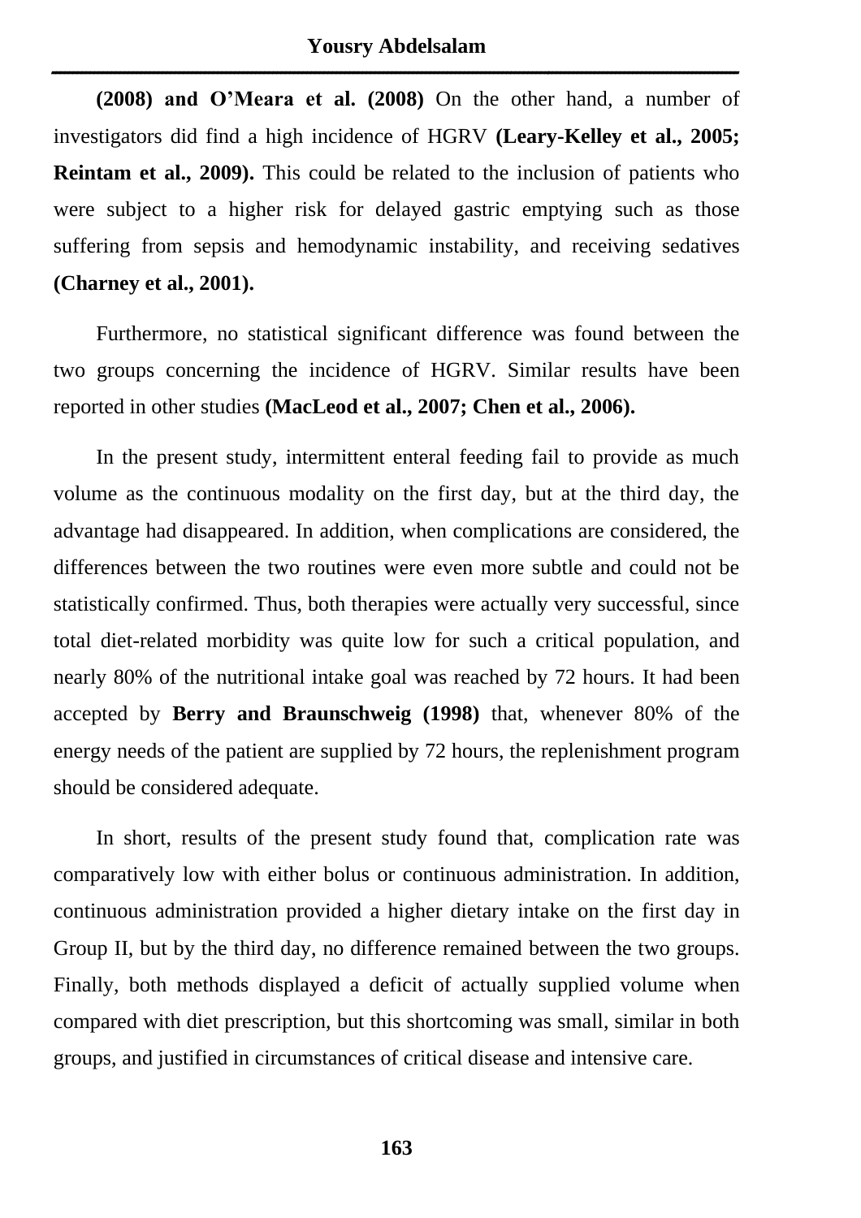**(2008) and O'Meara et al. (2008)** On the other hand, a number of investigators did find a high incidence of HGRV **(Leary-Kelley et al., 2005; Reintam et al., 2009).** This could be related to the inclusion of patients who were subject to a higher risk for delayed gastric emptying such as those suffering from sepsis and hemodynamic instability, and receiving sedatives **(Charney et al., 2001).**

Furthermore, no statistical significant difference was found between the two groups concerning the incidence of HGRV. Similar results have been reported in other studies **(MacLeod et al., 2007; Chen et al., 2006).**

In the present study, intermittent enteral feeding fail to provide as much volume as the continuous modality on the first day, but at the third day, the advantage had disappeared. In addition, when complications are considered, the differences between the two routines were even more subtle and could not be statistically confirmed. Thus, both therapies were actually very successful, since total diet-related morbidity was quite low for such a critical population, and nearly 80% of the nutritional intake goal was reached by 72 hours. It had been accepted by **Berry and Braunschweig (1998)** that, whenever 80% of the energy needs of the patient are supplied by 72 hours, the replenishment program should be considered adequate.

In short, results of the present study found that, complication rate was comparatively low with either bolus or continuous administration. In addition, continuous administration provided a higher dietary intake on the first day in Group II, but by the third day, no difference remained between the two groups. Finally, both methods displayed a deficit of actually supplied volume when compared with diet prescription, but this shortcoming was small, similar in both groups, and justified in circumstances of critical disease and intensive care.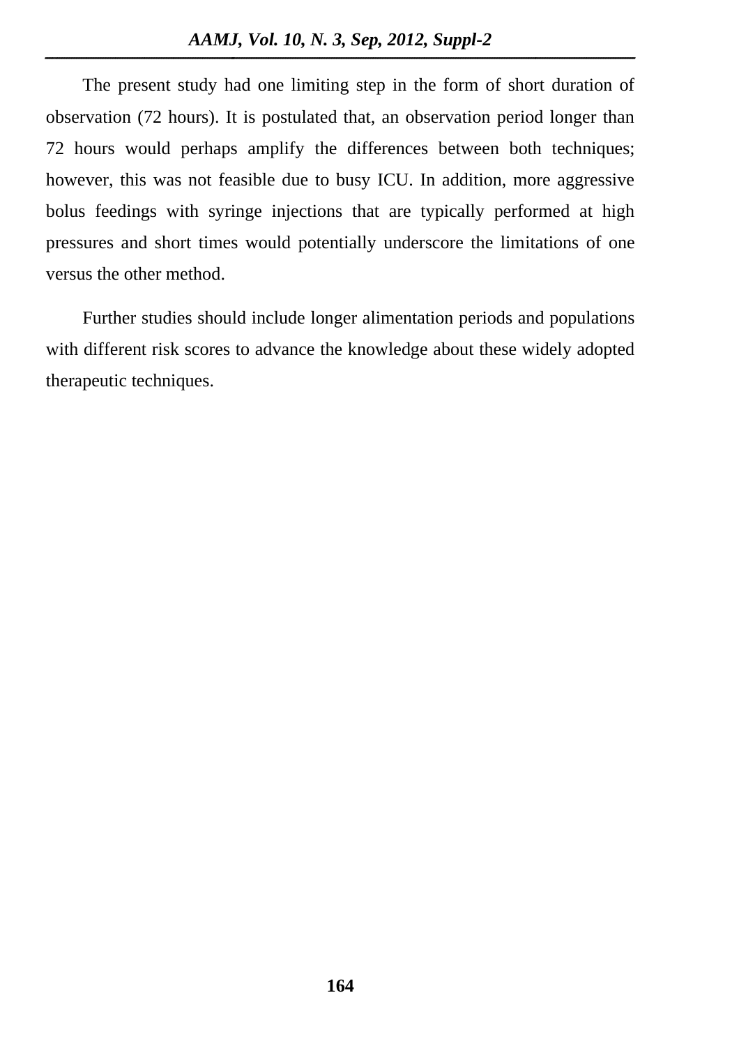The present study had one limiting step in the form of short duration of observation (72 hours). It is postulated that, an observation period longer than 72 hours would perhaps amplify the differences between both techniques; however, this was not feasible due to busy ICU. In addition, more aggressive bolus feedings with syringe injections that are typically performed at high pressures and short times would potentially underscore the limitations of one versus the other method.

Further studies should include longer alimentation periods and populations with different risk scores to advance the knowledge about these widely adopted therapeutic techniques.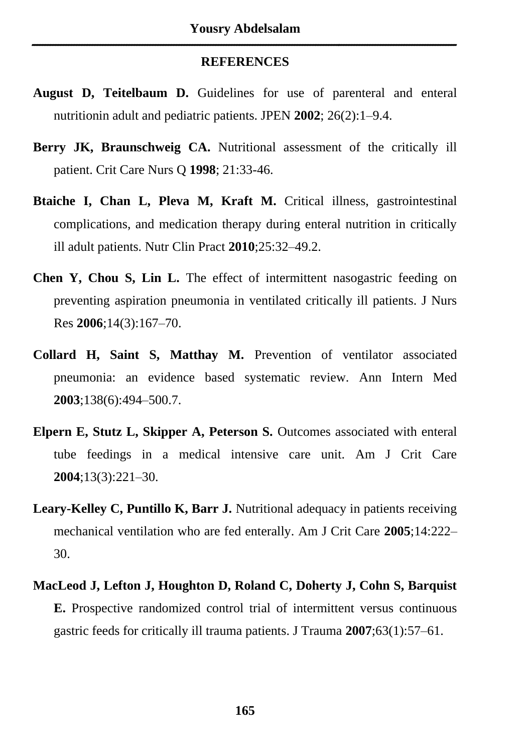## REFERENCES

**August D, Teitelbaum D.** Guidelines for use of parenteral and enteral nutritionin adult and pediatric patients. JPEN **2002**; 26(2):1–9.4.

**Berry JK, Braunschweig CA.** Nutritional assessment of the critically ill patient. Crit Care Nurs Q **1998**; 21:33-46.

**Btaiche I, Chan L, Pleva M, Kraft M.** Critical illness, gastrointestinal complications, and medication therapy during enteral nutrition in critically ill adult patients. Nutr Clin Pract **2010**;25:32–49.2.

**Chen Y, Chou S, Lin L.** The effect of intermittent nasogastric feeding on preventing aspiration pneumonia in ventilated critically ill patients. J Nurs Res **2006**;14(3):167–70.

**Collard H, Saint S, Matthay M.** Prevention of ventilator associated pneumonia: an evidence based systematic review. Ann Intern Med **2003**;138(6):494–500.7.

**Elpern E, Stutz L, Skipper A, Peterson S.** Outcomes associated with enteral tube feedings in a medical intensive care unit. Am J Crit Care **2004**;13(3):221–30.

**Leary-Kelley C, Puntillo K, Barr J.** Nutritional adequacy in patients receiving mechanical ventilation who are fed enterally. Am J Crit Care **2005**;14:222–30.

**MacLeod J, Lefton J, Houghton D, Roland C, Doherty J, Cohn S, Barquist E.** Prospective randomized control trial of intermittent versus continuous gastric feeds for critically ill trauma patients. J Trauma **2007**;63(1):57–61.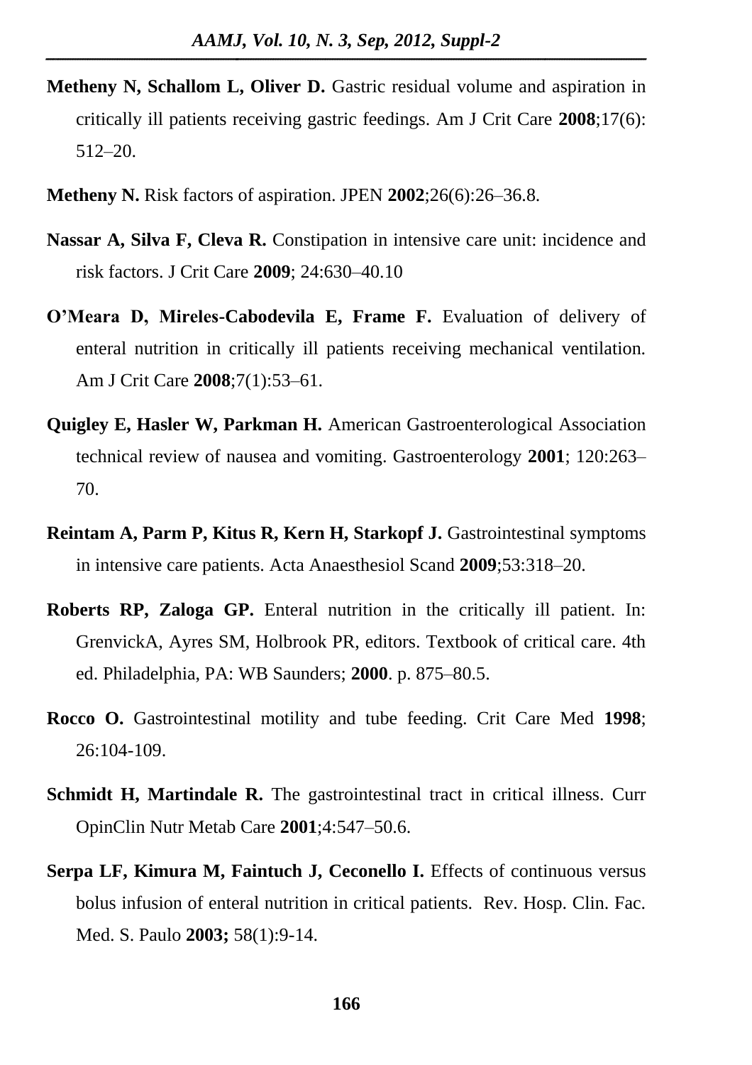**Metheny N, Schallom L, Oliver D.** Gastric residual volume and aspiration in critically ill patients receiving gastric feedings. Am J Crit Care **2008**;17(6): 512–20.

**Metheny N.** Risk factors of aspiration. JPEN **2002**;26(6):26–36.8.

**Nassar A, Silva F, Cleva R.** Constipation in intensive care unit: incidence and risk factors. J Crit Care **2009**; 24:630–40.10

**O'Meara D, Mireles-Cabodevila E, Frame F.** Evaluation of delivery of enteral nutrition in critically ill patients receiving mechanical ventilation. Am J Crit Care **2008**;7(1):53–61.

**Quigley E, Hasler W, Parkman H.** American Gastroenterological Association technical review of nausea and vomiting. Gastroenterology **2001**; 120:263–70.

**Reintam A, Parm P, Kitus R, Kern H, Starkopf J.** Gastrointestinal symptoms in intensive care patients. Acta Anaesthesiol Scand **2009**;53:318–20.

**Roberts RP, Zaloga GP.** Enteral nutrition in the critically ill patient. In: GrenvickA, Ayres SM, Holbrook PR, editors. Textbook of critical care. 4th ed. Philadelphia, PA: WB Saunders; **2000**. p. 875–80.5.

**Rocco O.** Gastrointestinal motility and tube feeding. Crit Care Med **1998**; 26:104-109.

**Schmidt H, Martindale R.** The gastrointestinal tract in critical illness. Curr OpinClin Nutr Metab Care **2001**;4:547–50.6.

**Serpa LF, Kimura M, Faintuch J, Ceconello I.** Effects of continuous versus bolus infusion of enteral nutrition in critical patients. Rev. Hosp. Clin. Fac. Med. S. Paulo **2003;** 58(1):9-14.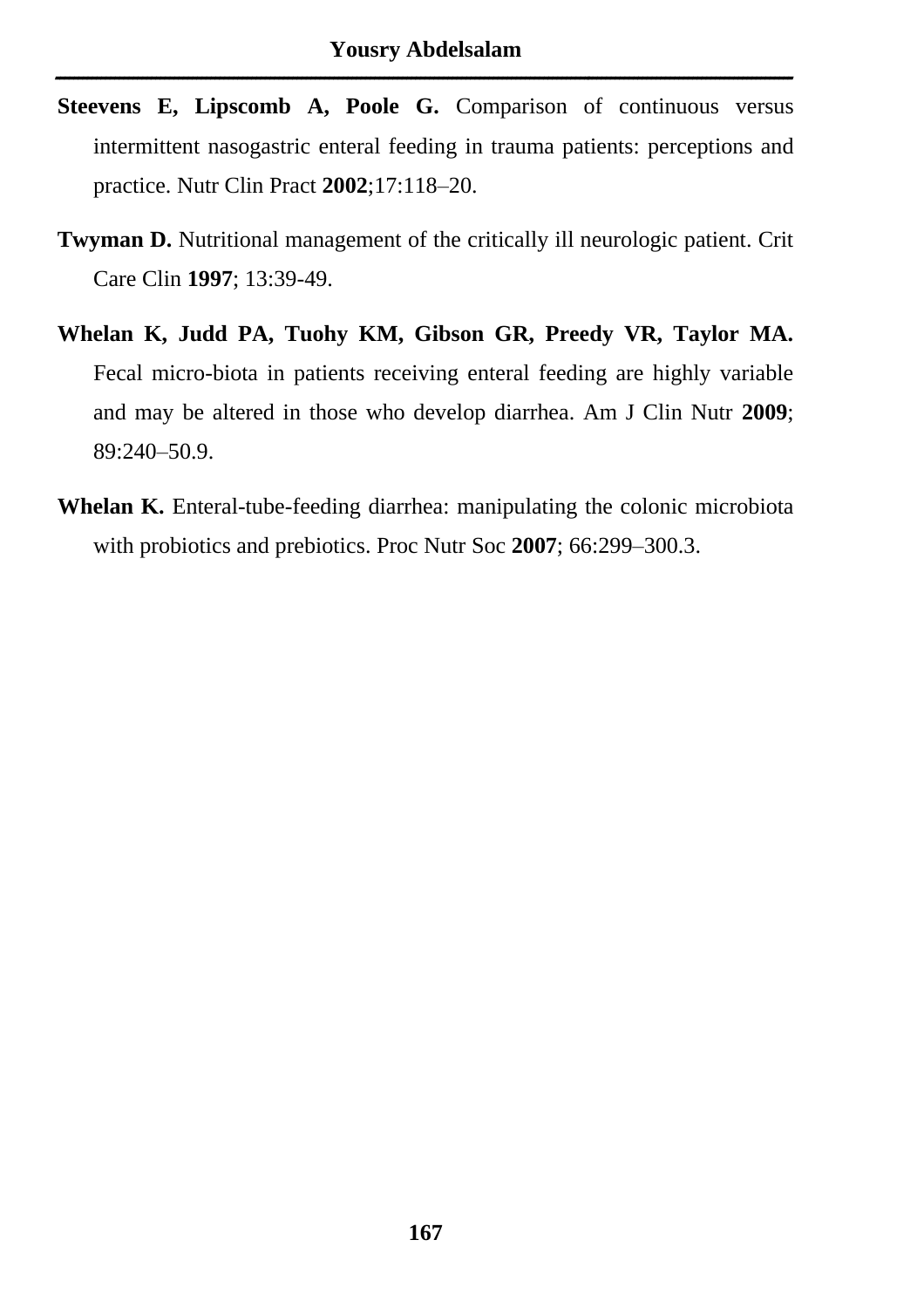**Steevens E, Lipscomb A, Poole G.** Comparison of continuous versus intermittent nasogastric enteral feeding in trauma patients: perceptions and practice. Nutr Clin Pract **2002**;17:118–20.

**Twyman D.** Nutritional management of the critically ill neurologic patient. Crit Care Clin **1997**; 13:39-49.

**Whelan K, Judd PA, Tuohy KM, Gibson GR, Preedy VR, Taylor MA.** Fecal micro-biota in patients receiving enteral feeding are highly variable and may be altered in those who develop diarrhea. Am J Clin Nutr **2009**; 89:240–50.9.

**Whelan K.** Enteral-tube-feeding diarrhea: manipulating the colonic microbiota with probiotics and prebiotics. Proc Nutr Soc **2007**; 66:299–300.3.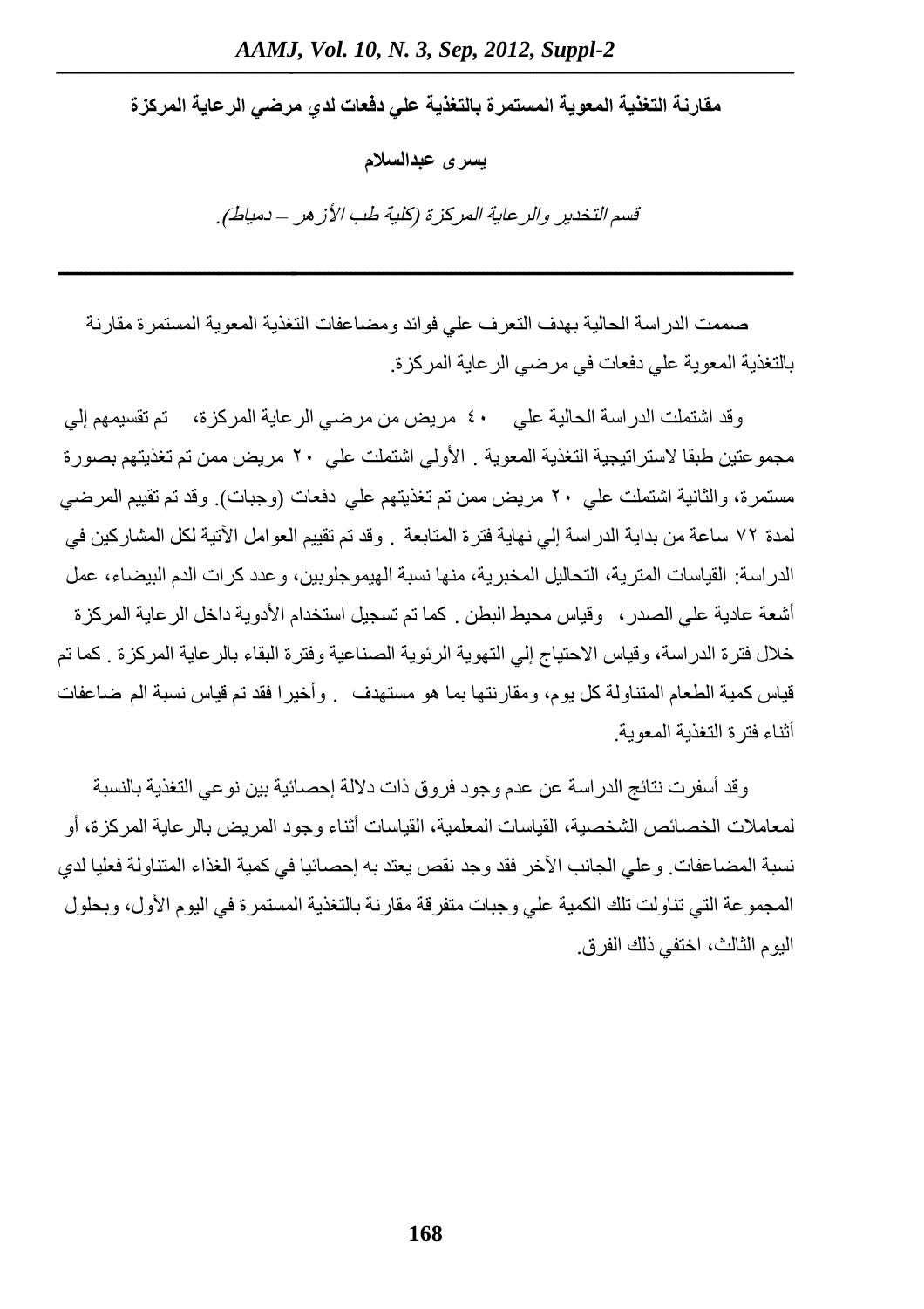## مقارنة التغذية المعوية المستمرة بالتغذية علي دفعات لدي مرضي الرعاية المركزة

**يسرى عبدالسلام**

*قسم التخدير والرعاية المركزة (كلية طب الأزهر – دمياط).*

---

صممت الدراسة الحالية بهدف التعرف علي فوائد ومضاعفات التغذية المعوية المستمرة مقارنة بالتغذية المعوية علي دفعات في مرضي الرعاية المركزة.

وقد اشتملت الدراسة الحالية علي ٤٠ مريض من مرضي الرعاية المركزة، تم تقسيمهم إلي مجموعتين طبقا لاستراتيجية التغذية المعوية . الأولي اشتملت علي ٢٠ مريض ممن تم تغذيتهم بصورة مستمرة، والثانية اشتملت علي ٢٠ مريض ممن تم تغذيتهم علي دفعات (وجبات). وقد تم تقييم المرضي لمدة ٧٢ ساعة من بداية الدراسة إلي نهاية فترة المتابعة . وقد تم تقييم العوامل الآتية لكل المشاركين في الدراسة: القياسات المترية، التحاليل المخبرية، منها نسبة الهيموجلوبين، وعدد كرات الدم البيضاء، عمل أشعة عادية علي الصدر، وقياس محيط البطن . كما تم تسجيل استخدام الأدوية داخل الرعاية المركزة خلال فترة الدراسة، وقياس الاحتياج إلي التهوية الرئوية الصناعية وفترة البقاء بالرعاية المركزة . كما تم قياس كمية الطعام المتناولة كل يوم، ومقارنتها بما هو مستهدف . وأخيرا فقد تم قياس نسبة الم ضاعفات أثناء فترة التغذية المعوية.

وقد أسفرت نتائج الدراسة عن عدم وجود فروق ذات دلالة إحصائية بين نوعي التغذية بالنسبة لمعاملات الخصائص الشخصية، القياسات المعلمية، القياسات أثناء وجود المريض بالرعاية المركزة، أو نسبة المضاعفات. وعلي الجانب الآخر فقد وجد نقص يعتد به إحصائيا في كمية الغذاء المتناولة فعليا لدي المجموعة التي تناولت تلك الكمية علي وجبات متفرقة مقارنة بالتغذية المستمرة في اليوم الأول، وبحلول اليوم الثالث، اختفي ذلك الفرق.